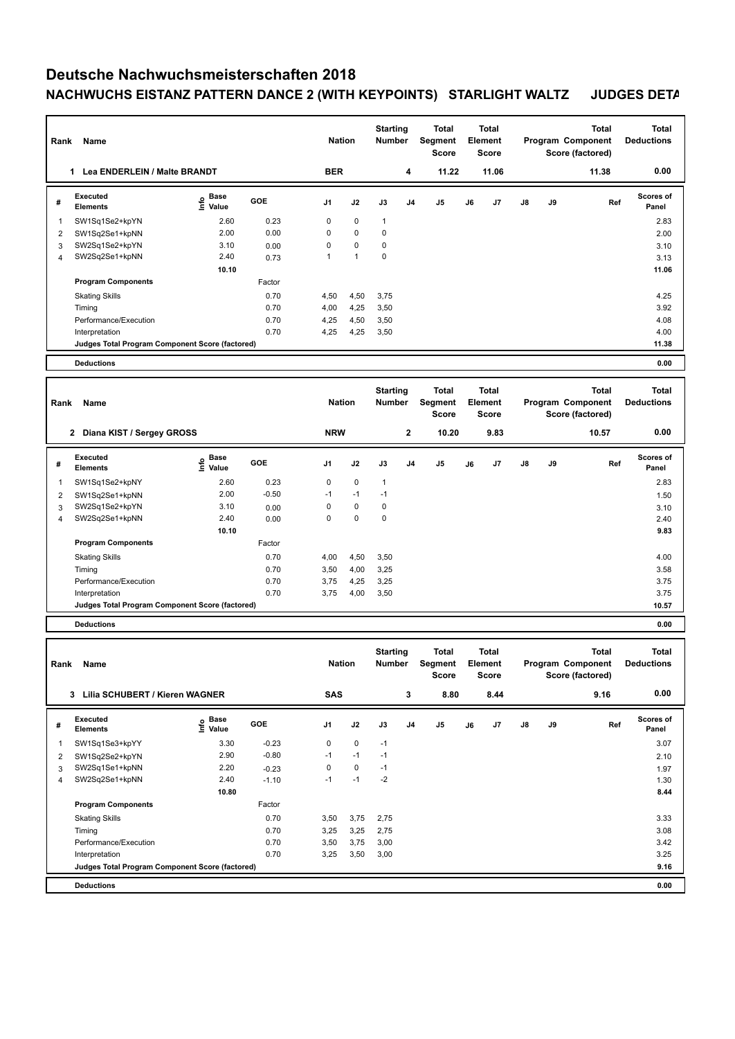# Deutsche Nachwuchsmeisterschaften 2018

## NACHWUCHS EISTANZ PATTERN DANCE 2 (WITH KEYPOINTS) STARLIGHT WALTZ JUDGES DETA

| Rank | Name | Nation | Starting Number | Total Segment Score | Total Element Score | Total Program Component Score (factored) | Total Deductions |
|---|---|---|---|---|---|---|---|
| 1 | Lea ENDERLEIN / Malte BRANDT | BER | 4 | 11.22 | 11.06 | 11.38 | 0.00 |

| # | Executed Elements | Info | Base Value | GOE | J1 | J2 | J3 | J4 | J5 | J6 | J7 | J8 | J9 | Ref | Scores of Panel |
|---|---|---|---|---|---|---|---|---|---|---|---|---|---|---|---|
| 1 | SW1Sq1Se2+kpYN | | 2.60 | 0.23 | 0 | 0 | 1 | | | | | | | | 2.83 |
| 2 | SW1Sq2Se1+kpNN | | 2.00 | 0.00 | 0 | 0 | 0 | | | | | | | | 2.00 |
| 3 | SW2Sq1Se2+kpYN | | 3.10 | 0.00 | 0 | 0 | 0 | | | | | | | | 3.10 |
| 4 | SW2Sq2Se1+kpNN | | 2.40 | 0.73 | 1 | 1 | 0 | | | | | | | | 3.13 |
| | | | 10.10 | | | | | | | | | | | | 11.06 |
| | **Program Components** | | | Factor | | | | | | | | | | | |
| | Skating Skills | | | 0.70 | 4,50 | 4,50 | 3,75 | | | | | | | | 4.25 |
| | Timing | | | 0.70 | 4,00 | 4,25 | 3,50 | | | | | | | | 3.92 |
| | Performance/Execution | | | 0.70 | 4,25 | 4,50 | 3,50 | | | | | | | | 4.08 |
| | Interpretation | | | 0.70 | 4,25 | 4,25 | 3,50 | | | | | | | | 4.00 |
| | **Judges Total Program Component Score (factored)** | | | | | | | | | | | | | | 11.38 |
| | **Deductions** | | | | | | | | | | | | | | 0.00 |

| Rank | Name | Nation | Starting Number | Total Segment Score | Total Element Score | Total Program Component Score (factored) | Total Deductions |
|---|---|---|---|---|---|---|---|
| 2 | Diana KIST / Sergey GROSS | NRW | 2 | 10.20 | 9.83 | 10.57 | 0.00 |

| # | Executed Elements | Info | Base Value | GOE | J1 | J2 | J3 | J4 | J5 | J6 | J7 | J8 | J9 | Ref | Scores of Panel |
|---|---|---|---|---|---|---|---|---|---|---|---|---|---|---|---|
| 1 | SW1Sq1Se2+kpNY | | 2.60 | 0.23 | 0 | 0 | 1 | | | | | | | | 2.83 |
| 2 | SW1Sq2Se1+kpNN | | 2.00 | -0.50 | -1 | -1 | -1 | | | | | | | | 1.50 |
| 3 | SW2Sq1Se2+kpYN | | 3.10 | 0.00 | 0 | 0 | 0 | | | | | | | | 3.10 |
| 4 | SW2Sq2Se1+kpNN | | 2.40 | 0.00 | 0 | 0 | 0 | | | | | | | | 2.40 |
| | | | 10.10 | | | | | | | | | | | | 9.83 |
| | **Program Components** | | | Factor | | | | | | | | | | | |
| | Skating Skills | | | 0.70 | 4,00 | 4,50 | 3,50 | | | | | | | | 4.00 |
| | Timing | | | 0.70 | 3,50 | 4,00 | 3,25 | | | | | | | | 3.58 |
| | Performance/Execution | | | 0.70 | 3,75 | 4,25 | 3,25 | | | | | | | | 3.75 |
| | Interpretation | | | 0.70 | 3,75 | 4,00 | 3,50 | | | | | | | | 3.75 |
| | **Judges Total Program Component Score (factored)** | | | | | | | | | | | | | | 10.57 |
| | **Deductions** | | | | | | | | | | | | | | 0.00 |

| Rank | Name | Nation | Starting Number | Total Segment Score | Total Element Score | Total Program Component Score (factored) | Total Deductions |
|---|---|---|---|---|---|---|---|
| 3 | Lilia SCHUBERT / Kieren WAGNER | SAS | 3 | 8.80 | 8.44 | 9.16 | 0.00 |

| # | Executed Elements | Info | Base Value | GOE | J1 | J2 | J3 | J4 | J5 | J6 | J7 | J8 | J9 | Ref | Scores of Panel |
|---|---|---|---|---|---|---|---|---|---|---|---|---|---|---|---|
| 1 | SW1Sq1Se3+kpYY | | 3.30 | -0.23 | 0 | 0 | -1 | | | | | | | | 3.07 |
| 2 | SW1Sq2Se2+kpYN | | 2.90 | -0.80 | -1 | -1 | -1 | | | | | | | | 2.10 |
| 3 | SW2Sq1Se1+kpNN | | 2.20 | -0.23 | 0 | 0 | -1 | | | | | | | | 1.97 |
| 4 | SW2Sq2Se1+kpNN | | 2.40 | -1.10 | -1 | -1 | -2 | | | | | | | | 1.30 |
| | | | 10.80 | | | | | | | | | | | | 8.44 |
| | **Program Components** | | | Factor | | | | | | | | | | | |
| | Skating Skills | | | 0.70 | 3,50 | 3,75 | 2,75 | | | | | | | | 3.33 |
| | Timing | | | 0.70 | 3,25 | 3,25 | 2,75 | | | | | | | | 3.08 |
| | Performance/Execution | | | 0.70 | 3,50 | 3,75 | 3,00 | | | | | | | | 3.42 |
| | Interpretation | | | 0.70 | 3,25 | 3,50 | 3,00 | | | | | | | | 3.25 |
| | **Judges Total Program Component Score (factored)** | | | | | | | | | | | | | | 9.16 |
| | **Deductions** | | | | | | | | | | | | | | 0.00 |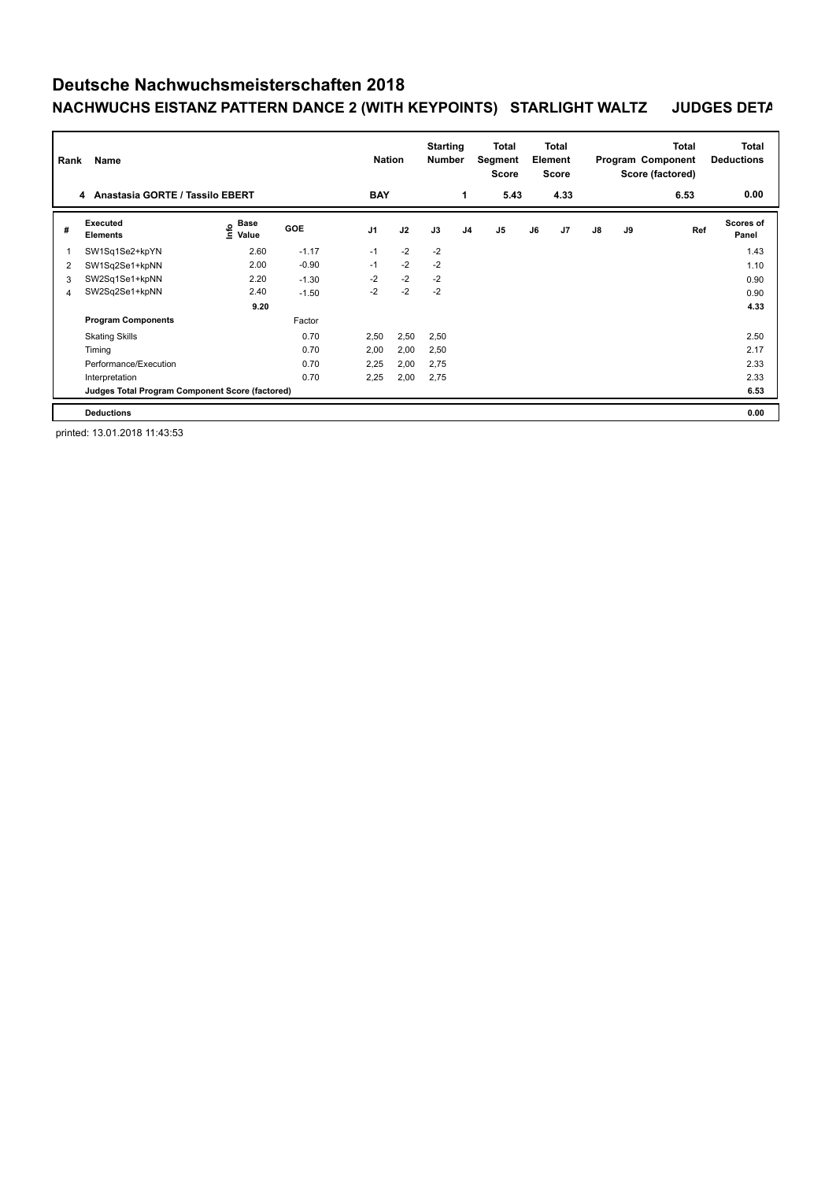# Deutsche Nachwuchsmeisterschaften 2018

## NACHWUCHS EISTANZ PATTERN DANCE 2 (WITH KEYPOINTS) STARLIGHT WALTZ JUDGES DETA

| Rank | Name | Nation | Starting Number | Total Segment Score | Total Element Score | Total Program Component Score (factored) | Total Deductions |
|---|---|---|---|---|---|---|---|
| 4 | Anastasia GORTE / Tassilo EBERT | BAY | 1 | 5.43 | 4.33 | 6.53 | 0.00 |

| # | Executed Elements | Info | Base Value | GOE | J1 | J2 | J3 | J4 | J5 | J6 | J7 | J8 | J9 | Ref | Scores of Panel |
|---|---|---|---|---|---|---|---|---|---|---|---|---|---|---|---|
| 1 | SW1Sq1Se2+kpYN | | 2.60 | -1.17 | -1 | -2 | -2 | | | | | | | | 1.43 |
| 2 | SW1Sq2Se1+kpNN | | 2.00 | -0.90 | -1 | -2 | -2 | | | | | | | | 1.10 |
| 3 | SW2Sq1Se1+kpNN | | 2.20 | -1.30 | -2 | -2 | -2 | | | | | | | | 0.90 |
| 4 | SW2Sq2Se1+kpNN | | 2.40 | -1.50 | -2 | -2 | -2 | | | | | | | | 0.90 |
| | | | 9.20 | | | | | | | | | | | | 4.33 |
| | **Program Components** | | | Factor | | | | | | | | | | | |
| | Skating Skills | | | 0.70 | 2,50 | 2,50 | 2,50 | | | | | | | | 2.50 |
| | Timing | | | 0.70 | 2,00 | 2,00 | 2,50 | | | | | | | | 2.17 |
| | Performance/Execution | | | 0.70 | 2,25 | 2,00 | 2,75 | | | | | | | | 2.33 |
| | Interpretation | | | 0.70 | 2,25 | 2,00 | 2,75 | | | | | | | | 2.33 |
| | **Judges Total Program Component Score (factored)** | | | | | | | | | | | | | | 6.53 |
| | **Deductions** | | | | | | | | | | | | | | 0.00 |

printed: 13.01.2018 11:43:53